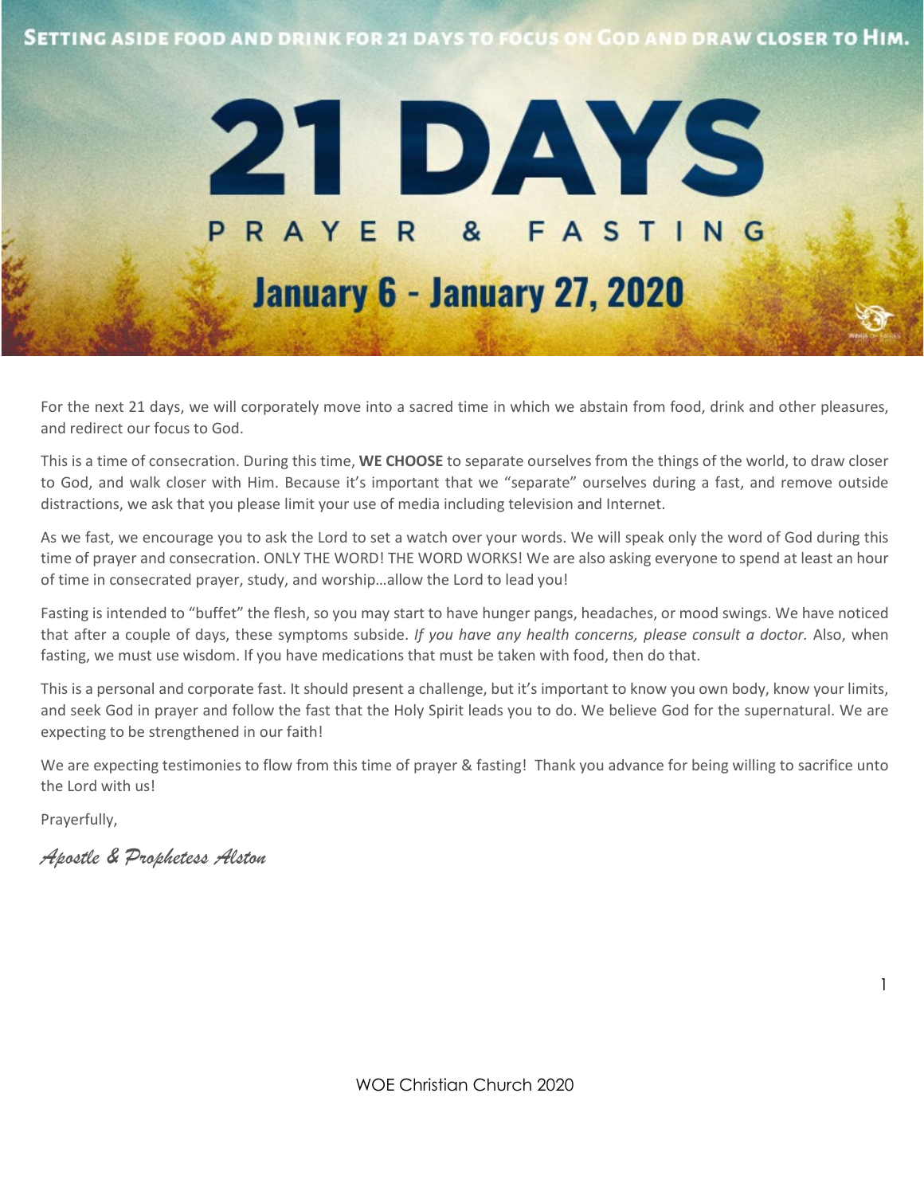SETTING ASIDE FOOD AND DRINK FOR 21 DAYS TO FOCUS ON GOD AND DRAW CLOSER TO HIM.

# 21 DAYS

## PRAYER & FASTING

## January 6 - January 27, 2020

For the next 21 days, we will corporately move into a sacred time in which we abstain from food, drink and other pleasures, and redirect our focus to God.

This is a time of consecration. During this time, **WE CHOOSE** to separate ourselves from the things of the world, to draw closer to God, and walk closer with Him. Because it's important that we "separate" ourselves during a fast, and remove outside distractions, we ask that you please limit your use of media including television and Internet.

As we fast, we encourage you to ask the Lord to set a watch over your words. We will speak only the word of God during this time of prayer and consecration. ONLY THE WORD! THE WORD WORKS! We are also asking everyone to spend at least an hour of time in consecrated prayer, study, and worship…allow the Lord to lead you!

Fasting is intended to "buffet" the flesh, so you may start to have hunger pangs, headaches, or mood swings. We have noticed that after a couple of days, these symptoms subside. *If you have any health concerns, please consult a doctor.* Also, when fasting, we must use wisdom. If you have medications that must be taken with food, then do that.

This is a personal and corporate fast. It should present a challenge, but it's important to know you own body, know your limits, and seek God in prayer and follow the fast that the Holy Spirit leads you to do. We believe God for the supernatural. We are expecting to be strengthened in our faith!

We are expecting testimonies to flow from this time of prayer & fasting! Thank you advance for being willing to sacrifice unto the Lord with us!

Prayerfully,

*Apostle & Prophetess Alston*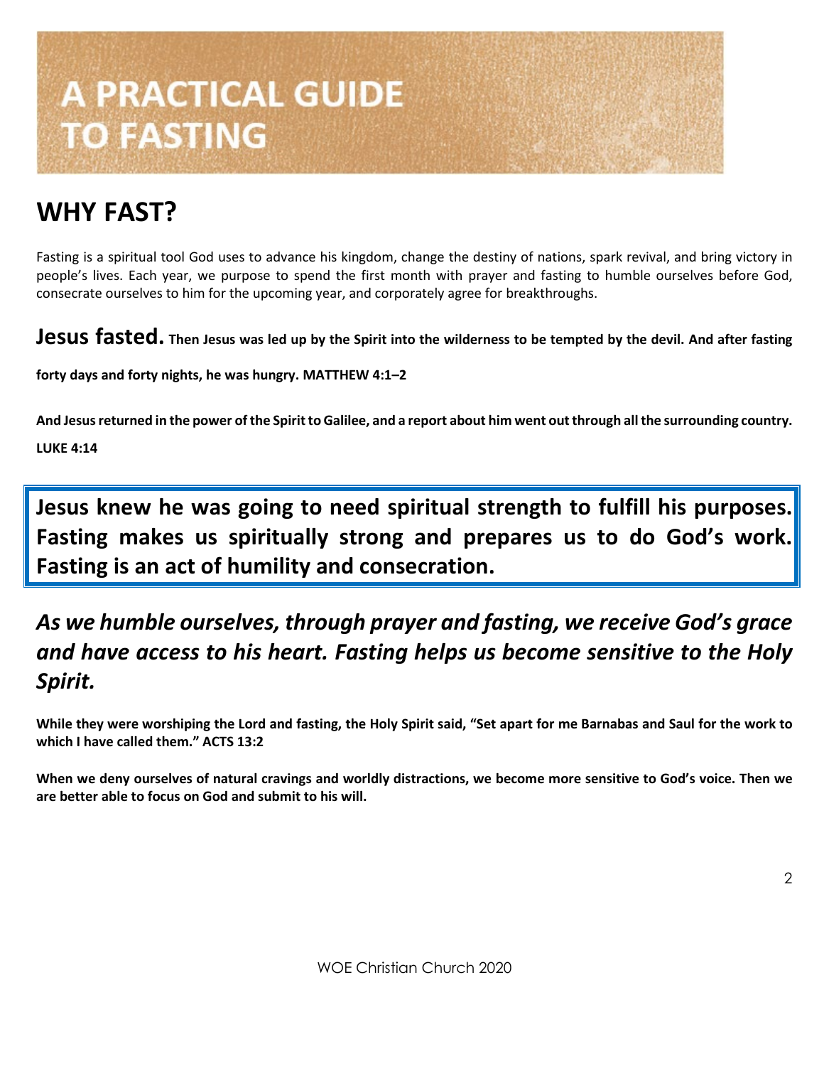# A PRACTICAL GUIDE TO FASTING

## WHY FAST?

Fasting is a spiritual tool God uses to advance his kingdom, change the destiny of nations, spark revival, and bring victory in people's lives. Each year, we purpose to spend the first month with prayer and fasting to humble ourselves before God, consecrate ourselves to him for the upcoming year, and corporately agree for breakthroughs.

**Jesus fasted.** **Then Jesus was led up by the Spirit into the wilderness to be tempted by the devil. And after fasting forty days and forty nights, he was hungry. MATTHEW 4:1–2**

**And Jesus returned in the power of the Spirit to Galilee, and a report about him went out through all the surrounding country. LUKE 4:14**

**Jesus knew he was going to need spiritual strength to fulfill his purposes. Fasting makes us spiritually strong and prepares us to do God's work. Fasting is an act of humility and consecration.**

***As we humble ourselves, through prayer and fasting, we receive God's grace and have access to his heart. Fasting helps us become sensitive to the Holy Spirit.***

**While they were worshiping the Lord and fasting, the Holy Spirit said, "Set apart for me Barnabas and Saul for the work to which I have called them." ACTS 13:2**

**When we deny ourselves of natural cravings and worldly distractions, we become more sensitive to God's voice. Then we are better able to focus on God and submit to his will.**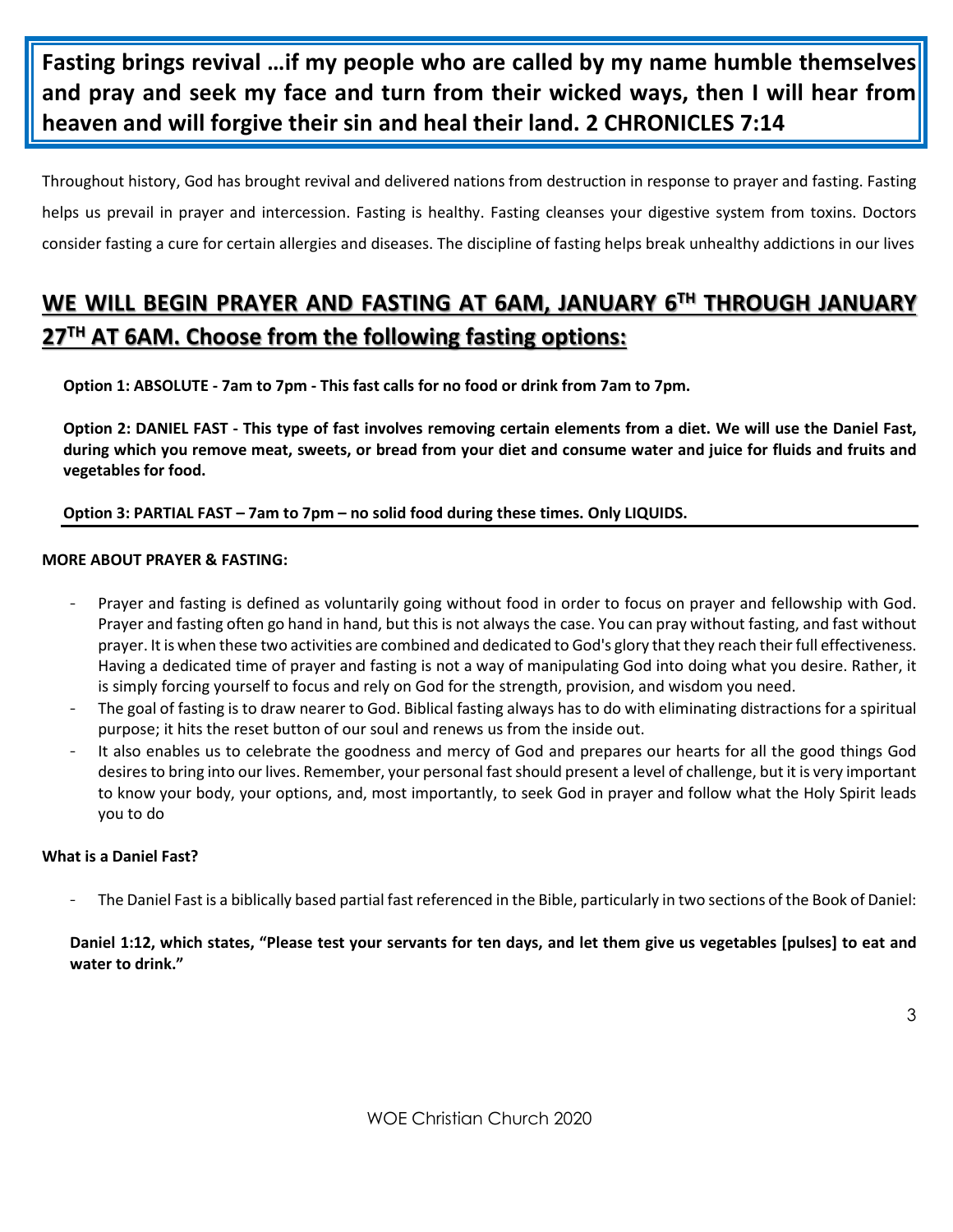**Fasting brings revival …if my people who are called by my name humble themselves and pray and seek my face and turn from their wicked ways, then I will hear from heaven and will forgive their sin and heal their land. 2 CHRONICLES 7:14**

Throughout history, God has brought revival and delivered nations from destruction in response to prayer and fasting. Fasting helps us prevail in prayer and intercession. Fasting is healthy. Fasting cleanses your digestive system from toxins. Doctors consider fasting a cure for certain allergies and diseases. The discipline of fasting helps break unhealthy addictions in our lives

## WE WILL BEGIN PRAYER AND FASTING AT 6AM, JANUARY 6TH THROUGH JANUARY 27TH AT 6AM. Choose from the following fasting options:

**Option 1: ABSOLUTE - 7am to 7pm - This fast calls for no food or drink from 7am to 7pm.**

**Option 2: DANIEL FAST - This type of fast involves removing certain elements from a diet. We will use the Daniel Fast, during which you remove meat, sweets, or bread from your diet and consume water and juice for fluids and fruits and vegetables for food.**

**Option 3: PARTIAL FAST – 7am to 7pm – no solid food during these times. Only LIQUIDS.**

**MORE ABOUT PRAYER & FASTING:**

- Prayer and fasting is defined as voluntarily going without food in order to focus on prayer and fellowship with God. Prayer and fasting often go hand in hand, but this is not always the case. You can pray without fasting, and fast without prayer. It is when these two activities are combined and dedicated to God's glory that they reach their full effectiveness. Having a dedicated time of prayer and fasting is not a way of manipulating God into doing what you desire. Rather, it is simply forcing yourself to focus and rely on God for the strength, provision, and wisdom you need.
- The goal of fasting is to draw nearer to God. Biblical fasting always has to do with eliminating distractions for a spiritual purpose; it hits the reset button of our soul and renews us from the inside out.
- It also enables us to celebrate the goodness and mercy of God and prepares our hearts for all the good things God desires to bring into our lives. Remember, your personal fast should present a level of challenge, but it is very important to know your body, your options, and, most importantly, to seek God in prayer and follow what the Holy Spirit leads you to do

**What is a Daniel Fast?**

- The Daniel Fast is a biblically based partial fast referenced in the Bible, particularly in two sections of the Book of Daniel:

**Daniel 1:12, which states, "Please test your servants for ten days, and let them give us vegetables [pulses] to eat and water to drink."**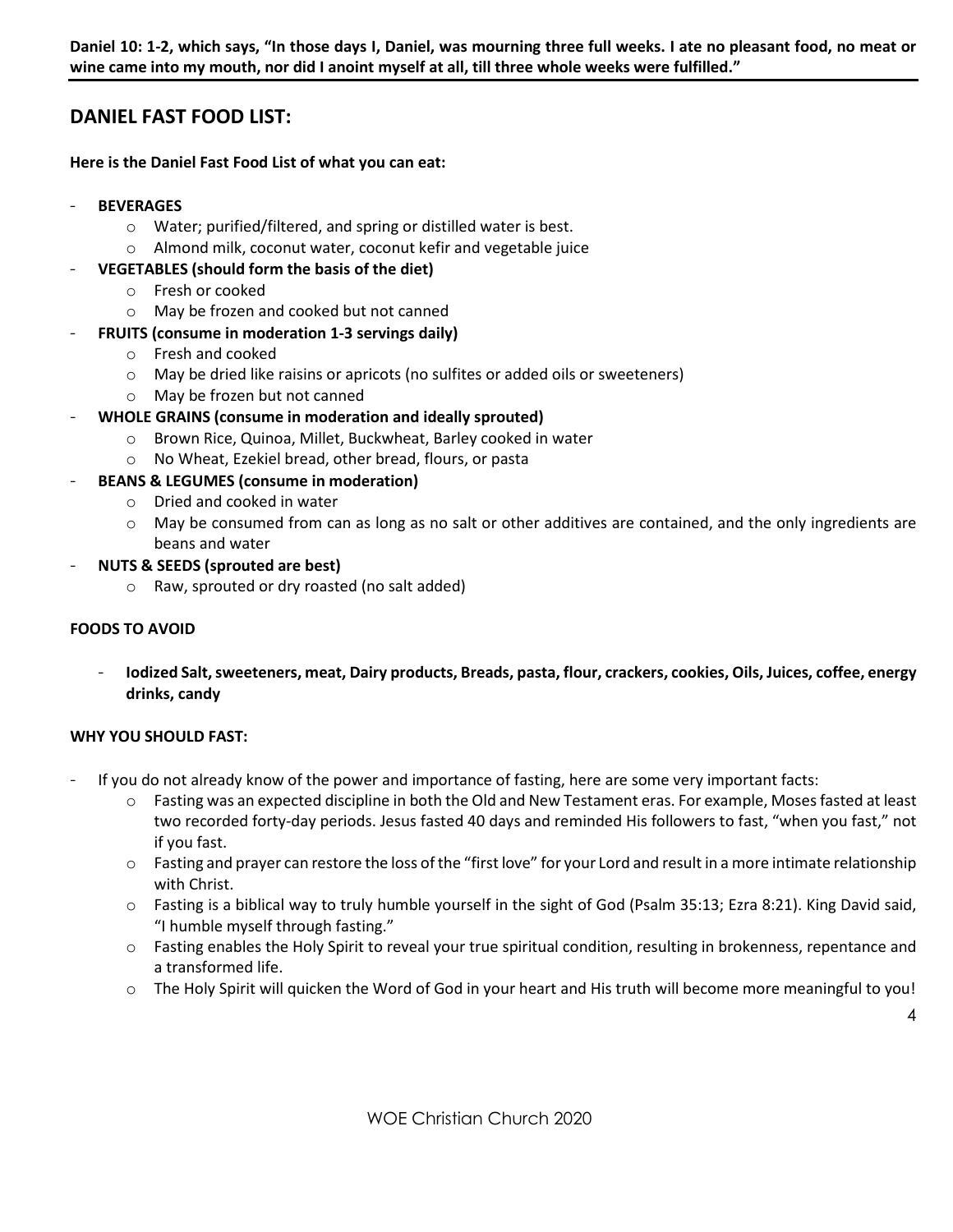**Daniel 10: 1-2, which says, "In those days I, Daniel, was mourning three full weeks. I ate no pleasant food, no meat or wine came into my mouth, nor did I anoint myself at all, till three whole weeks were fulfilled."**

## DANIEL FAST FOOD LIST:

**Here is the Daniel Fast Food List of what you can eat:**

- **BEVERAGES**
  - Water; purified/filtered, and spring or distilled water is best.
  - Almond milk, coconut water, coconut kefir and vegetable juice
- **VEGETABLES (should form the basis of the diet)**
  - Fresh or cooked
  - May be frozen and cooked but not canned
- **FRUITS (consume in moderation 1-3 servings daily)**
  - Fresh and cooked
  - May be dried like raisins or apricots (no sulfites or added oils or sweeteners)
  - May be frozen but not canned
- **WHOLE GRAINS (consume in moderation and ideally sprouted)**
  - Brown Rice, Quinoa, Millet, Buckwheat, Barley cooked in water
  - No Wheat, Ezekiel bread, other bread, flours, or pasta
- **BEANS & LEGUMES (consume in moderation)**
  - Dried and cooked in water
  - May be consumed from can as long as no salt or other additives are contained, and the only ingredients are beans and water
- **NUTS & SEEDS (sprouted are best)**
  - Raw, sprouted or dry roasted (no salt added)

**FOODS TO AVOID**

- **Iodized Salt, sweeteners, meat, Dairy products, Breads, pasta, flour, crackers, cookies, Oils, Juices, coffee, energy drinks, candy**

**WHY YOU SHOULD FAST:**

- If you do not already know of the power and importance of fasting, here are some very important facts:
  - Fasting was an expected discipline in both the Old and New Testament eras. For example, Moses fasted at least two recorded forty-day periods. Jesus fasted 40 days and reminded His followers to fast, "when you fast," not if you fast.
  - Fasting and prayer can restore the loss of the "first love" for your Lord and result in a more intimate relationship with Christ.
  - Fasting is a biblical way to truly humble yourself in the sight of God (Psalm 35:13; Ezra 8:21). King David said, "I humble myself through fasting."
  - Fasting enables the Holy Spirit to reveal your true spiritual condition, resulting in brokenness, repentance and a transformed life.
  - The Holy Spirit will quicken the Word of God in your heart and His truth will become more meaningful to you!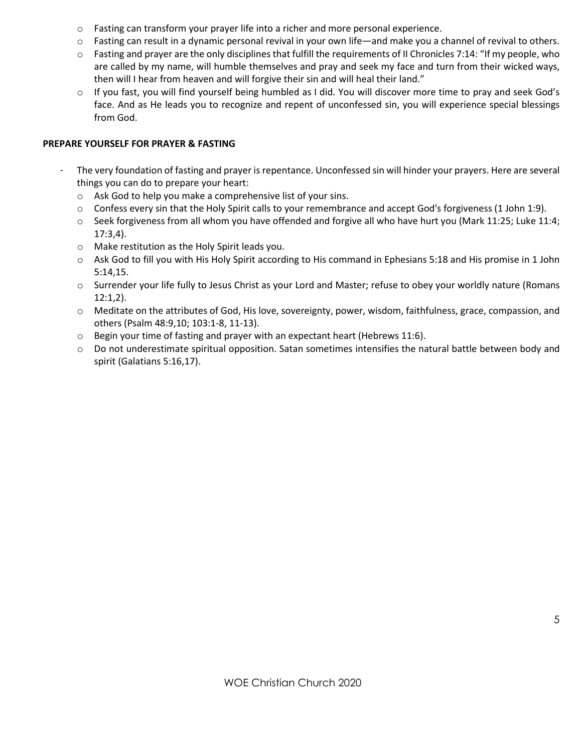- Fasting can transform your prayer life into a richer and more personal experience.
- Fasting can result in a dynamic personal revival in your own life—and make you a channel of revival to others.
- Fasting and prayer are the only disciplines that fulfill the requirements of II Chronicles 7:14: "If my people, who are called by my name, will humble themselves and pray and seek my face and turn from their wicked ways, then will I hear from heaven and will forgive their sin and will heal their land."
- If you fast, you will find yourself being humbled as I did. You will discover more time to pray and seek God's face. And as He leads you to recognize and repent of unconfessed sin, you will experience special blessings from God.

**PREPARE YOURSELF FOR PRAYER & FASTING**

- The very foundation of fasting and prayer is repentance. Unconfessed sin will hinder your prayers. Here are several things you can do to prepare your heart:
  - Ask God to help you make a comprehensive list of your sins.
  - Confess every sin that the Holy Spirit calls to your remembrance and accept God's forgiveness (1 John 1:9).
  - Seek forgiveness from all whom you have offended and forgive all who have hurt you (Mark 11:25; Luke 11:4; 17:3,4).
  - Make restitution as the Holy Spirit leads you.
  - Ask God to fill you with His Holy Spirit according to His command in Ephesians 5:18 and His promise in 1 John 5:14,15.
  - Surrender your life fully to Jesus Christ as your Lord and Master; refuse to obey your worldly nature (Romans 12:1,2).
  - Meditate on the attributes of God, His love, sovereignty, power, wisdom, faithfulness, grace, compassion, and others (Psalm 48:9,10; 103:1-8, 11-13).
  - Begin your time of fasting and prayer with an expectant heart (Hebrews 11:6).
  - Do not underestimate spiritual opposition. Satan sometimes intensifies the natural battle between body and spirit (Galatians 5:16,17).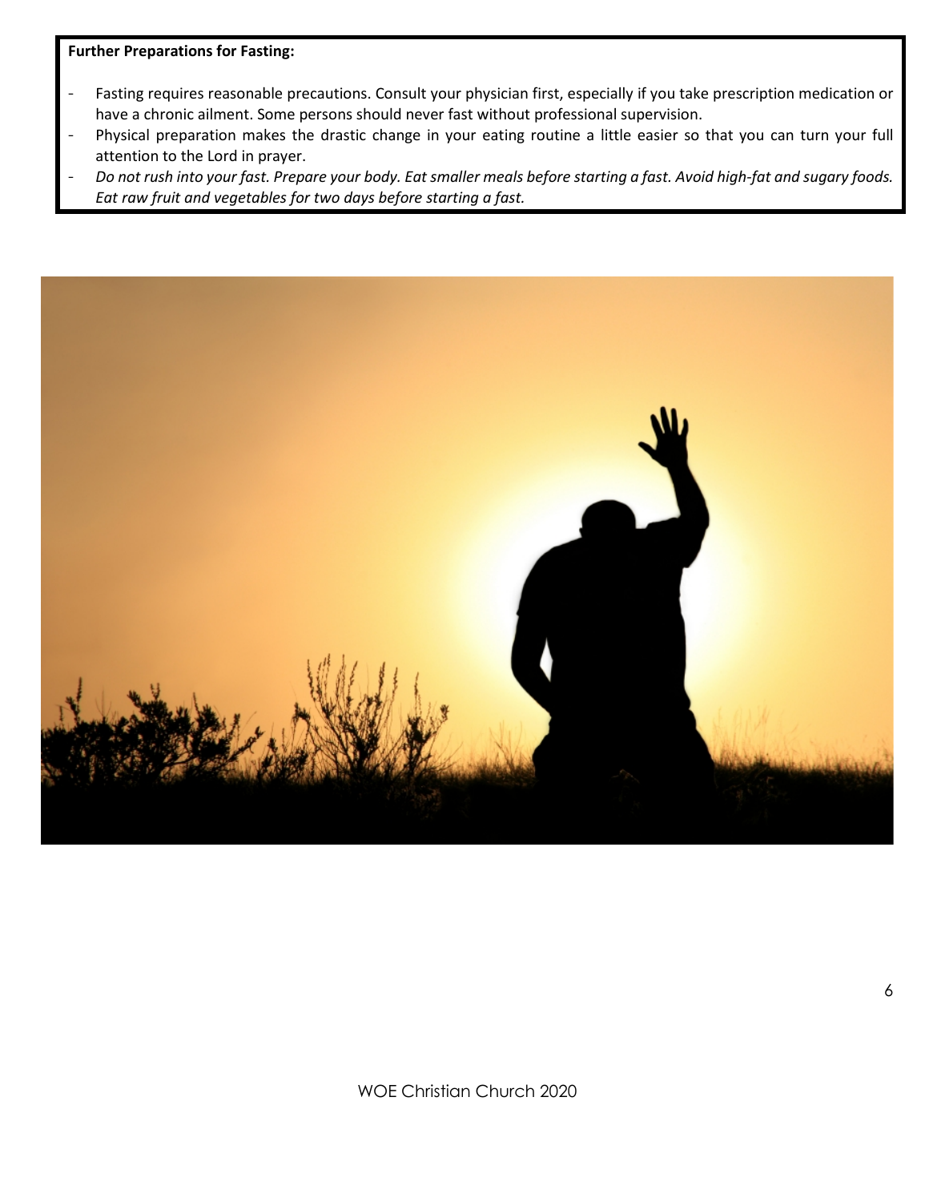**Further Preparations for Fasting:**

- Fasting requires reasonable precautions. Consult your physician first, especially if you take prescription medication or have a chronic ailment. Some persons should never fast without professional supervision.
- Physical preparation makes the drastic change in your eating routine a little easier so that you can turn your full attention to the Lord in prayer.
- *Do not rush into your fast. Prepare your body. Eat smaller meals before starting a fast. Avoid high-fat and sugary foods. Eat raw fruit and vegetables for two days before starting a fast.*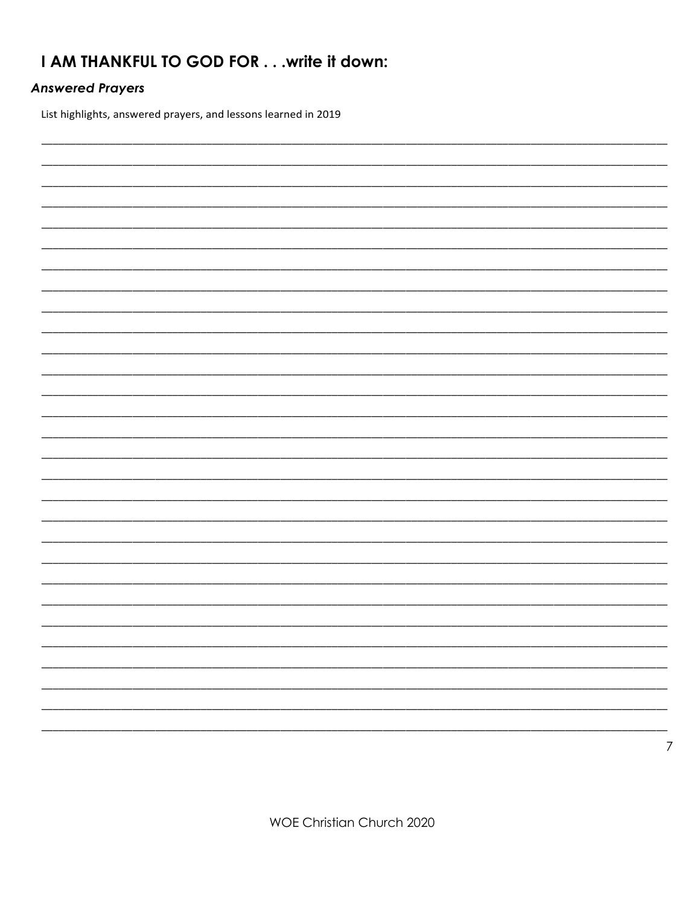## I AM THANKFUL TO GOD FOR . . .write it down:

### *Answered Prayers*

List highlights, answered prayers, and lessons learned in 2019

_______________________________________________________________________________

_______________________________________________________________________________

_______________________________________________________________________________

_______________________________________________________________________________

_______________________________________________________________________________

_______________________________________________________________________________

_______________________________________________________________________________

_______________________________________________________________________________

_______________________________________________________________________________

_______________________________________________________________________________

_______________________________________________________________________________

_______________________________________________________________________________

_______________________________________________________________________________

_______________________________________________________________________________

_______________________________________________________________________________

_______________________________________________________________________________

_______________________________________________________________________________

_______________________________________________________________________________

_______________________________________________________________________________

_______________________________________________________________________________

_______________________________________________________________________________

_______________________________________________________________________________

_______________________________________________________________________________

_______________________________________________________________________________

_______________________________________________________________________________

_______________________________________________________________________________

_______________________________________________________________________________

_______________________________________________________________________________

_______________________________________________________________________________

_______________________________________________________________________________

_______________________________________________________________________________

_______________________________________________________________________________

_______________________________________________________________________________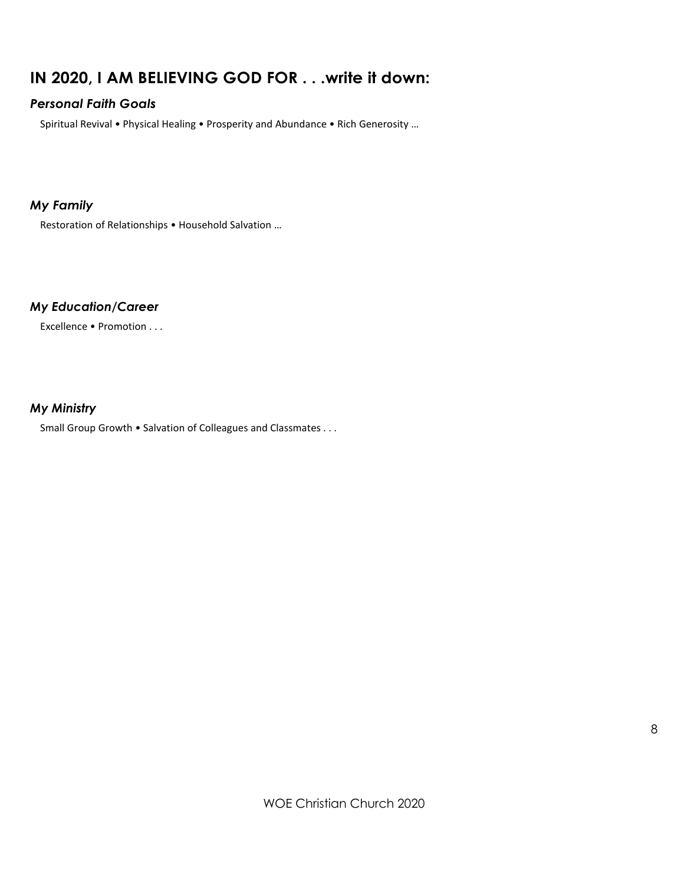## IN 2020, I AM BELIEVING GOD FOR . . .write it down:

### *Personal Faith Goals*

Spiritual Revival • Physical Healing • Prosperity and Abundance • Rich Generosity …

### *My Family*

Restoration of Relationships • Household Salvation …

### *My Education/Career*

Excellence • Promotion . . .

### *My Ministry*

Small Group Growth • Salvation of Colleagues and Classmates . . .